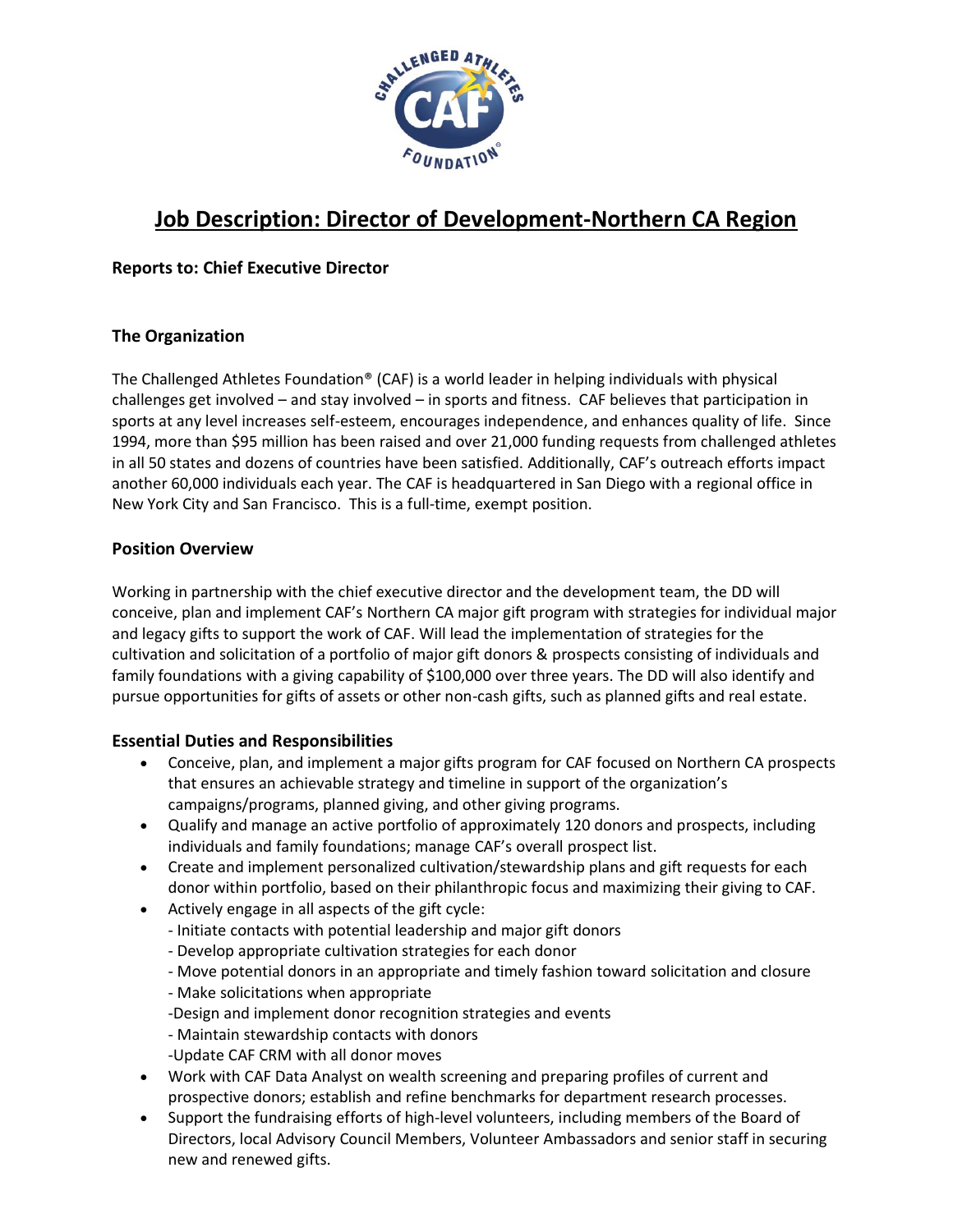# Job Description: Director of Development-Northern CA Region

**Reports to: Chief Executive Director**

### The Organization

The Challenged Athletes Foundation® (CAF) is a world leader in helping individuals with physical challenges get involved – and stay involved – in sports and fitness. CAF believes that participation in sports at any level increases self-esteem, encourages independence, and enhances quality of life. Since 1994, more than $95 million has been raised and over 21,000 funding requests from challenged athletes in all 50 states and dozens of countries have been satisfied. Additionally, CAF's outreach efforts impact another 60,000 individuals each year. The CAF is headquartered in San Diego with a regional office in New York City and San Francisco. This is a full-time, exempt position.

### Position Overview

Working in partnership with the chief executive director and the development team, the DD will conceive, plan and implement CAF's Northern CA major gift program with strategies for individual major and legacy gifts to support the work of CAF. Will lead the implementation of strategies for the cultivation and solicitation of a portfolio of major gift donors & prospects consisting of individuals and family foundations with a giving capability of $100,000 over three years. The DD will also identify and pursue opportunities for gifts of assets or other non-cash gifts, such as planned gifts and real estate.

### Essential Duties and Responsibilities

- Conceive, plan, and implement a major gifts program for CAF focused on Northern CA prospects that ensures an achievable strategy and timeline in support of the organization's campaigns/programs, planned giving, and other giving programs.
- Qualify and manage an active portfolio of approximately 120 donors and prospects, including individuals and family foundations; manage CAF's overall prospect list.
- Create and implement personalized cultivation/stewardship plans and gift requests for each donor within portfolio, based on their philanthropic focus and maximizing their giving to CAF.
- Actively engage in all aspects of the gift cycle:
  - Initiate contacts with potential leadership and major gift donors
  - Develop appropriate cultivation strategies for each donor
  - Move potential donors in an appropriate and timely fashion toward solicitation and closure
  - Make solicitations when appropriate
  - Design and implement donor recognition strategies and events
  - Maintain stewardship contacts with donors
  - Update CAF CRM with all donor moves
- Work with CAF Data Analyst on wealth screening and preparing profiles of current and prospective donors; establish and refine benchmarks for department research processes.
- Support the fundraising efforts of high-level volunteers, including members of the Board of Directors, local Advisory Council Members, Volunteer Ambassadors and senior staff in securing new and renewed gifts.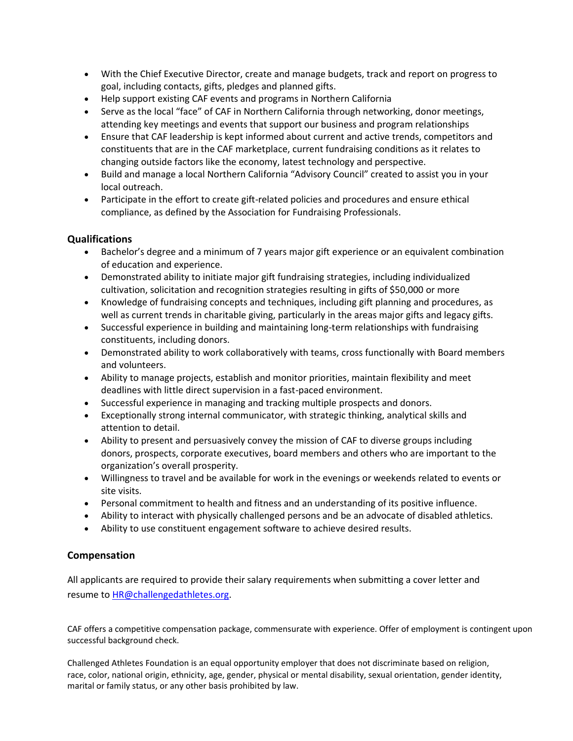- With the Chief Executive Director, create and manage budgets, track and report on progress to goal, including contacts, gifts, pledges and planned gifts.
- Help support existing CAF events and programs in Northern California
- Serve as the local "face" of CAF in Northern California through networking, donor meetings, attending key meetings and events that support our business and program relationships
- Ensure that CAF leadership is kept informed about current and active trends, competitors and constituents that are in the CAF marketplace, current fundraising conditions as it relates to changing outside factors like the economy, latest technology and perspective.
- Build and manage a local Northern California "Advisory Council" created to assist you in your local outreach.
- Participate in the effort to create gift-related policies and procedures and ensure ethical compliance, as defined by the Association for Fundraising Professionals.

## Qualifications

- Bachelor's degree and a minimum of 7 years major gift experience or an equivalent combination of education and experience.
- Demonstrated ability to initiate major gift fundraising strategies, including individualized cultivation, solicitation and recognition strategies resulting in gifts of $50,000 or more
- Knowledge of fundraising concepts and techniques, including gift planning and procedures, as well as current trends in charitable giving, particularly in the areas major gifts and legacy gifts.
- Successful experience in building and maintaining long-term relationships with fundraising constituents, including donors.
- Demonstrated ability to work collaboratively with teams, cross functionally with Board members and volunteers.
- Ability to manage projects, establish and monitor priorities, maintain flexibility and meet deadlines with little direct supervision in a fast-paced environment.
- Successful experience in managing and tracking multiple prospects and donors.
- Exceptionally strong internal communicator, with strategic thinking, analytical skills and attention to detail.
- Ability to present and persuasively convey the mission of CAF to diverse groups including donors, prospects, corporate executives, board members and others who are important to the organization's overall prosperity.
- Willingness to travel and be available for work in the evenings or weekends related to events or site visits.
- Personal commitment to health and fitness and an understanding of its positive influence.
- Ability to interact with physically challenged persons and be an advocate of disabled athletics.
- Ability to use constituent engagement software to achieve desired results.

## Compensation

All applicants are required to provide their salary requirements when submitting a cover letter and resume to HR@challengedathletes.org.

CAF offers a competitive compensation package, commensurate with experience. Offer of employment is contingent upon successful background check.

Challenged Athletes Foundation is an equal opportunity employer that does not discriminate based on religion, race, color, national origin, ethnicity, age, gender, physical or mental disability, sexual orientation, gender identity, marital or family status, or any other basis prohibited by law.